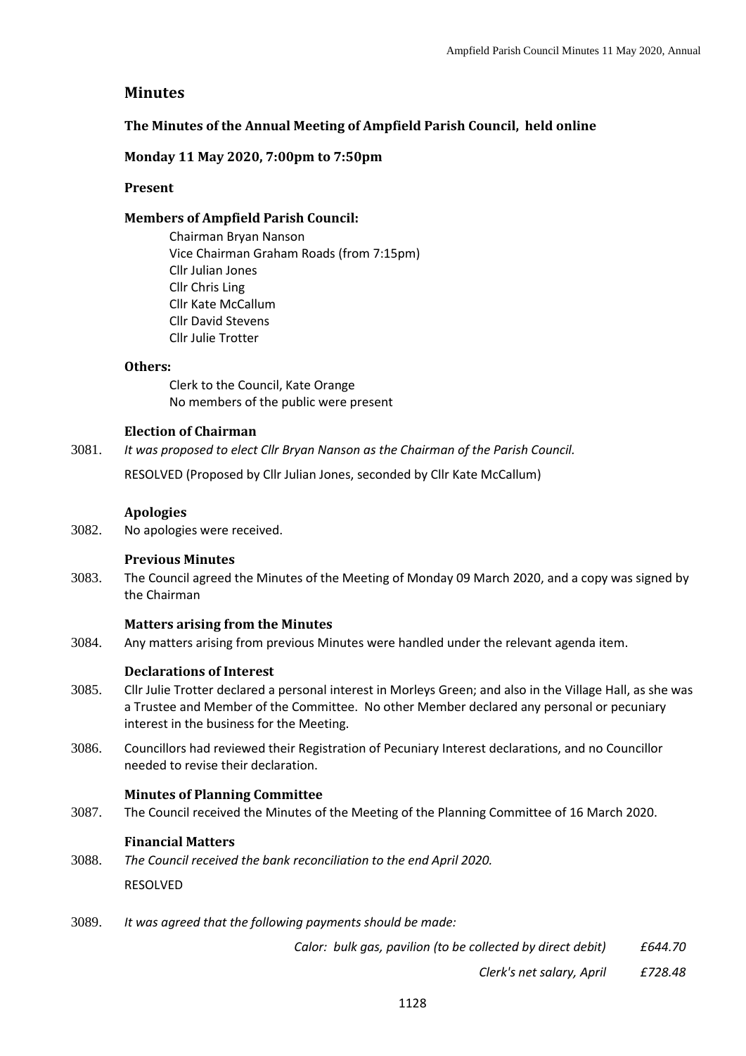# Minutes

## The Minutes of the Annual Meeting of Ampfield Parish Council, held online

### Monday 11 May 2020, 7:00pm to 7:50pm

### Present

### Members of Ampfield Parish Council:

Chairman Bryan Nanson
Vice Chairman Graham Roads (from 7:15pm)
Cllr Julian Jones
Cllr Chris Ling
Cllr Kate McCallum
Cllr David Stevens
Cllr Julie Trotter

### Others:

Clerk to the Council, Kate Orange
No members of the public were present

### Election of Chairman

3081. *It was proposed to elect Cllr Bryan Nanson as the Chairman of the Parish Council.*

RESOLVED (Proposed by Cllr Julian Jones, seconded by Cllr Kate McCallum)

### Apologies

3082. No apologies were received.

### Previous Minutes

3083. The Council agreed the Minutes of the Meeting of Monday 09 March 2020, and a copy was signed by the Chairman

### Matters arising from the Minutes

3084. Any matters arising from previous Minutes were handled under the relevant agenda item.

### Declarations of Interest

3085. Cllr Julie Trotter declared a personal interest in Morleys Green; and also in the Village Hall, as she was a Trustee and Member of the Committee. No other Member declared any personal or pecuniary interest in the business for the Meeting.

3086. Councillors had reviewed their Registration of Pecuniary Interest declarations, and no Councillor needed to revise their declaration.

### Minutes of Planning Committee

3087. The Council received the Minutes of the Meeting of the Planning Committee of 16 March 2020.

### Financial Matters

3088. *The Council received the bank reconciliation to the end April 2020.*

RESOLVED

3089. *It was agreed that the following payments should be made:*

| | |
|---|---|
| *Calor: bulk gas, pavilion (to be collected by direct debit)* | *£644.70* |
| *Clerk's net salary, April* | *£728.48* |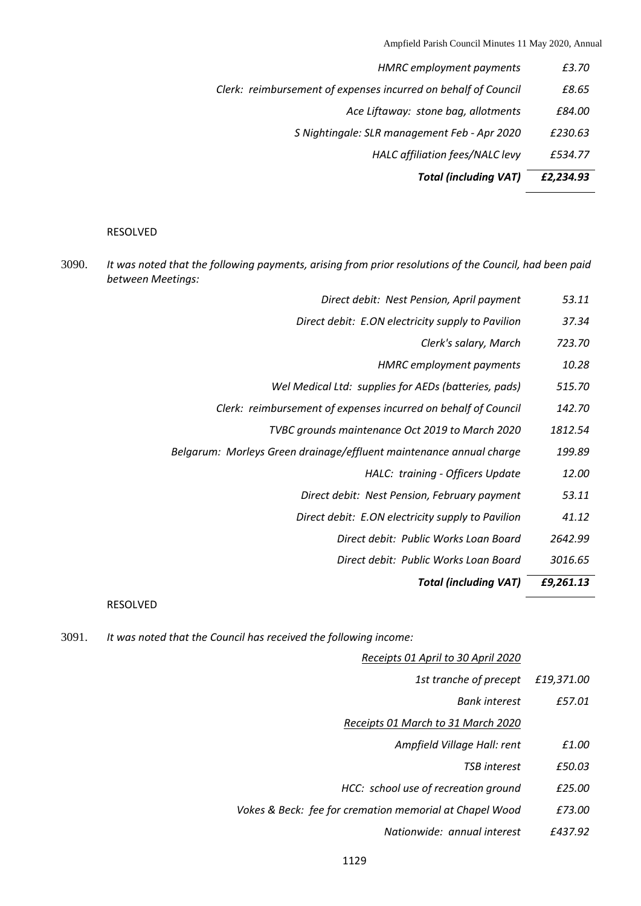| | |
|---|---|
| *HMRC employment payments* | *£3.70* |
| *Clerk: reimbursement of expenses incurred on behalf of Council* | *£8.65* |
| *Ace Liftaway: stone bag, allotments* | *£84.00* |
| *S Nightingale: SLR management Feb - Apr 2020* | *£230.63* |
| *HALC affiliation fees/NALC levy* | *£534.77* |
| ***Total (including VAT)*** | ***£2,234.93*** |

RESOLVED

3090. *It was noted that the following payments, arising from prior resolutions of the Council, had been paid between Meetings:*

| | |
|---|---|
| *Direct debit: Nest Pension, April payment* | *53.11* |
| *Direct debit: E.ON electricity supply to Pavilion* | *37.34* |
| *Clerk's salary, March* | *723.70* |
| *HMRC employment payments* | *10.28* |
| *Wel Medical Ltd: supplies for AEDs (batteries, pads)* | *515.70* |
| *Clerk: reimbursement of expenses incurred on behalf of Council* | *142.70* |
| *TVBC grounds maintenance Oct 2019 to March 2020* | *1812.54* |
| *Belgarum: Morleys Green drainage/effluent maintenance annual charge* | *199.89* |
| *HALC: training - Officers Update* | *12.00* |
| *Direct debit: Nest Pension, February payment* | *53.11* |
| *Direct debit: E.ON electricity supply to Pavilion* | *41.12* |
| *Direct debit: Public Works Loan Board* | *2642.99* |
| *Direct debit: Public Works Loan Board* | *3016.65* |
| ***Total (including VAT)*** | ***£9,261.13*** |

RESOLVED

3091. *It was noted that the Council has received the following income:*

| | |
|---|---|
| *Receipts 01 April to 30 April 2020* | |
| *1st tranche of precept* | *£19,371.00* |
| *Bank interest* | *£57.01* |
| *Receipts 01 March to 31 March 2020* | |
| *Ampfield Village Hall: rent* | *£1.00* |
| *TSB interest* | *£50.03* |
| *HCC: school use of recreation ground* | *£25.00* |
| *Vokes & Beck: fee for cremation memorial at Chapel Wood* | *£73.00* |
| *Nationwide: annual interest* | *£437.92* |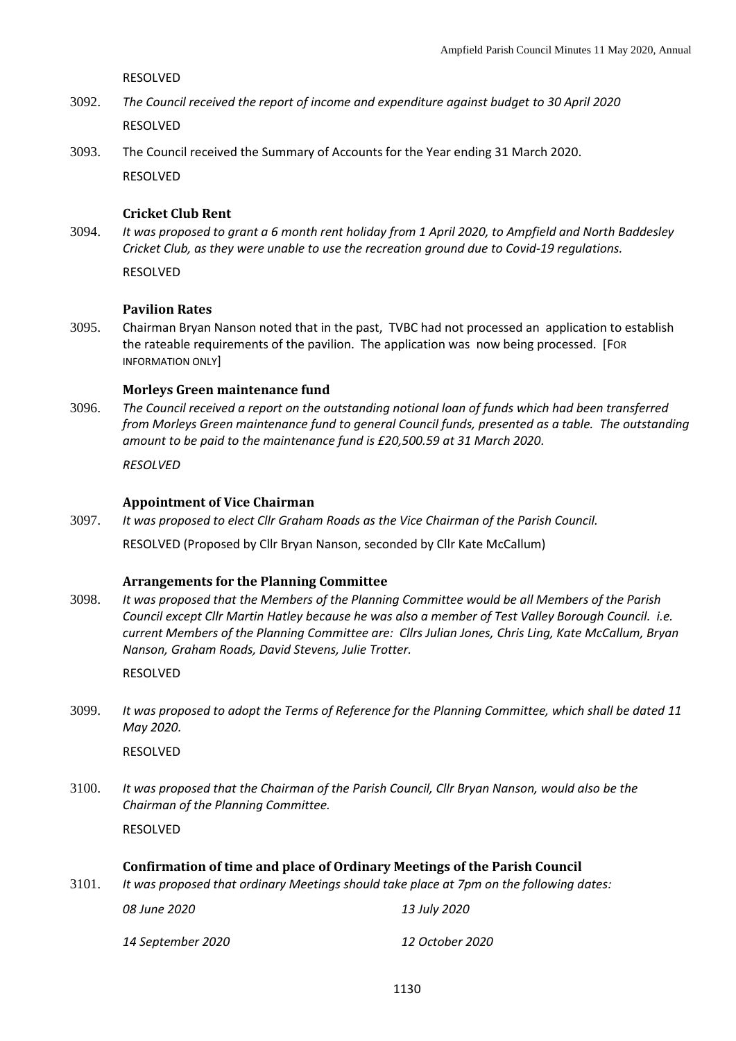RESOLVED

3092. *The Council received the report of income and expenditure against budget to 30 April 2020*

RESOLVED

3093. The Council received the Summary of Accounts for the Year ending 31 March 2020.

RESOLVED

### Cricket Club Rent

3094. *It was proposed to grant a 6 month rent holiday from 1 April 2020, to Ampfield and North Baddesley Cricket Club, as they were unable to use the recreation ground due to Covid-19 regulations.*

RESOLVED

### Pavilion Rates

3095. Chairman Bryan Nanson noted that in the past, TVBC had not processed an application to establish the rateable requirements of the pavilion. The application was now being processed. [FOR INFORMATION ONLY]

### Morleys Green maintenance fund

3096. *The Council received a report on the outstanding notional loan of funds which had been transferred from Morleys Green maintenance fund to general Council funds, presented as a table. The outstanding amount to be paid to the maintenance fund is £20,500.59 at 31 March 2020.*

*RESOLVED*

### Appointment of Vice Chairman

3097. *It was proposed to elect Cllr Graham Roads as the Vice Chairman of the Parish Council.*

RESOLVED (Proposed by Cllr Bryan Nanson, seconded by Cllr Kate McCallum)

### Arrangements for the Planning Committee

3098. *It was proposed that the Members of the Planning Committee would be all Members of the Parish Council except Cllr Martin Hatley because he was also a member of Test Valley Borough Council. i.e. current Members of the Planning Committee are: Cllrs Julian Jones, Chris Ling, Kate McCallum, Bryan Nanson, Graham Roads, David Stevens, Julie Trotter.*

RESOLVED

3099. *It was proposed to adopt the Terms of Reference for the Planning Committee, which shall be dated 11 May 2020.*

RESOLVED

3100. *It was proposed that the Chairman of the Parish Council, Cllr Bryan Nanson, would also be the Chairman of the Planning Committee.*

RESOLVED

### Confirmation of time and place of Ordinary Meetings of the Parish Council

3101. *It was proposed that ordinary Meetings should take place at 7pm on the following dates:*

| | |
|---|---|
| *08 June 2020* | *13 July 2020* |
| *14 September 2020* | *12 October 2020* |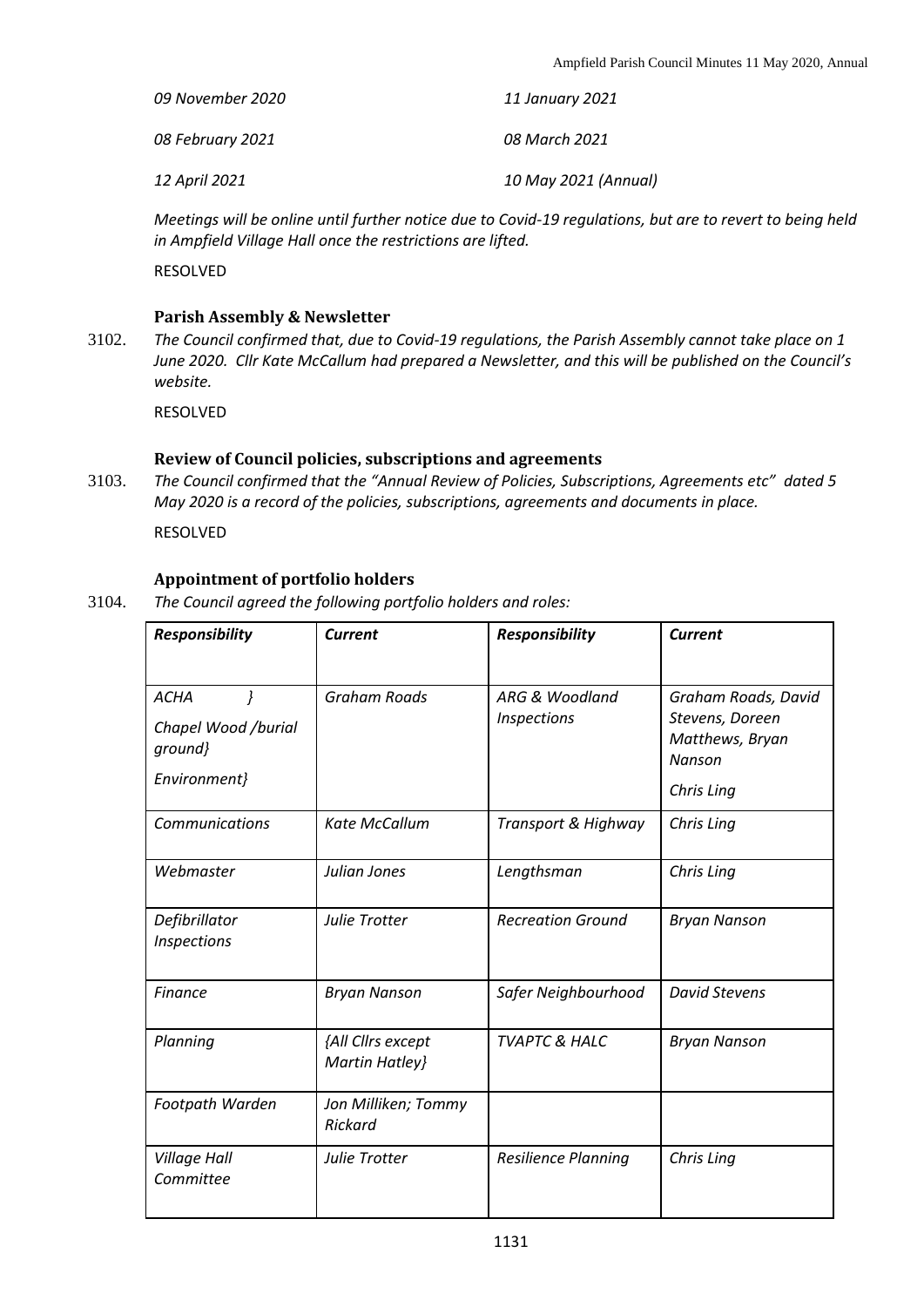| | |
|---|---|
| *09 November 2020* | *11 January 2021* |
| *08 February 2021* | *08 March 2021* |
| *12 April 2021* | *10 May 2021 (Annual)* |

*Meetings will be online until further notice due to Covid-19 regulations, but are to revert to being held in Ampfield Village Hall once the restrictions are lifted.*

RESOLVED

### Parish Assembly & Newsletter

3102. *The Council confirmed that, due to Covid-19 regulations, the Parish Assembly cannot take place on 1 June 2020. Cllr Kate McCallum had prepared a Newsletter, and this will be published on the Council's website.*

RESOLVED

### Review of Council policies, subscriptions and agreements

3103. *The Council confirmed that the "Annual Review of Policies, Subscriptions, Agreements etc" dated 5 May 2020 is a record of the policies, subscriptions, agreements and documents in place.*

RESOLVED

### Appointment of portfolio holders

3104. *The Council agreed the following portfolio holders and roles:*

| ***Responsibility*** | ***Current*** | ***Responsibility*** | ***Current*** |
|---|---|---|---|
| *ACHA }*<br>*Chapel Wood /burial ground}*<br>*Environment}* | *Graham Roads* | *ARG & Woodland Inspections* | *Graham Roads, David Stevens, Doreen Matthews, Bryan Nanson*<br>*Chris Ling* |
| *Communications* | *Kate McCallum* | *Transport & Highway* | *Chris Ling* |
| *Webmaster* | *Julian Jones* | *Lengthsman* | *Chris Ling* |
| *Defibrillator Inspections* | *Julie Trotter* | *Recreation Ground* | *Bryan Nanson* |
| *Finance* | *Bryan Nanson* | *Safer Neighbourhood* | *David Stevens* |
| *Planning* | *{All Cllrs except Martin Hatley}* | *TVAPTC & HALC* | *Bryan Nanson* |
| *Footpath Warden* | *Jon Milliken; Tommy Rickard* | | |
| *Village Hall Committee* | *Julie Trotter* | *Resilience Planning* | *Chris Ling* |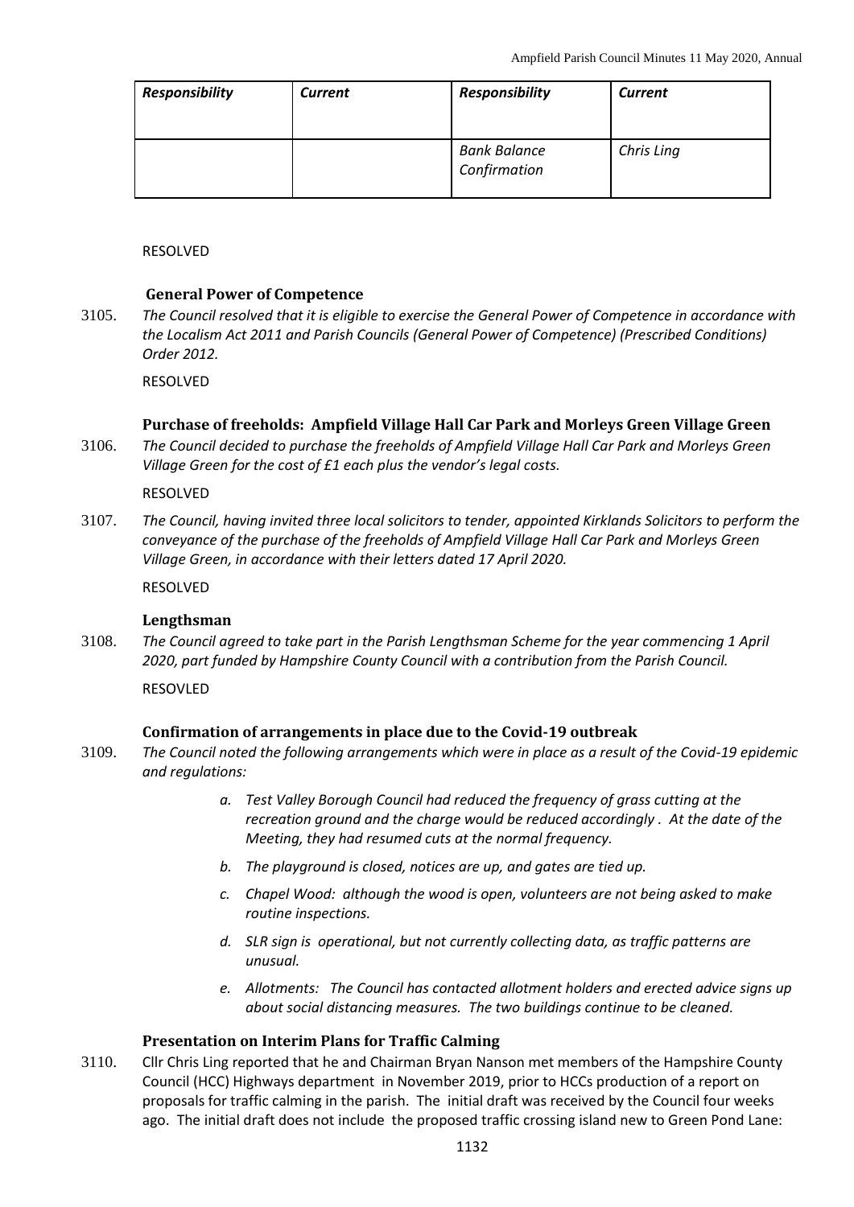| *Responsibility* | *Current* | *Responsibility* | *Current* |
|---|---|---|---|
| | | *Bank Balance Confirmation* | *Chris Ling* |

RESOLVED

### General Power of Competence

3105. *The Council resolved that it is eligible to exercise the General Power of Competence in accordance with the Localism Act 2011 and Parish Councils (General Power of Competence) (Prescribed Conditions) Order 2012.*

RESOLVED

### Purchase of freeholds: Ampfield Village Hall Car Park and Morleys Green Village Green

3106. *The Council decided to purchase the freeholds of Ampfield Village Hall Car Park and Morleys Green Village Green for the cost of £1 each plus the vendor's legal costs.*

RESOLVED

3107. *The Council, having invited three local solicitors to tender, appointed Kirklands Solicitors to perform the conveyance of the purchase of the freeholds of Ampfield Village Hall Car Park and Morleys Green Village Green, in accordance with their letters dated 17 April 2020.*

RESOLVED

### Lengthsman

3108. *The Council agreed to take part in the Parish Lengthsman Scheme for the year commencing 1 April 2020, part funded by Hampshire County Council with a contribution from the Parish Council.*

RESOVLED

### Confirmation of arrangements in place due to the Covid-19 outbreak

3109. *The Council noted the following arrangements which were in place as a result of the Covid-19 epidemic and regulations:*

   a. *Test Valley Borough Council had reduced the frequency of grass cutting at the recreation ground and the charge would be reduced accordingly . At the date of the Meeting, they had resumed cuts at the normal frequency.*
   b. *The playground is closed, notices are up, and gates are tied up.*
   c. *Chapel Wood: although the wood is open, volunteers are not being asked to make routine inspections.*
   d. *SLR sign is operational, but not currently collecting data, as traffic patterns are unusual.*
   e. *Allotments: The Council has contacted allotment holders and erected advice signs up about social distancing measures. The two buildings continue to be cleaned.*

### Presentation on Interim Plans for Traffic Calming

3110. Cllr Chris Ling reported that he and Chairman Bryan Nanson met members of the Hampshire County Council (HCC) Highways department in November 2019, prior to HCCs production of a report on proposals for traffic calming in the parish. The initial draft was received by the Council four weeks ago. The initial draft does not include the proposed traffic crossing island new to Green Pond Lane: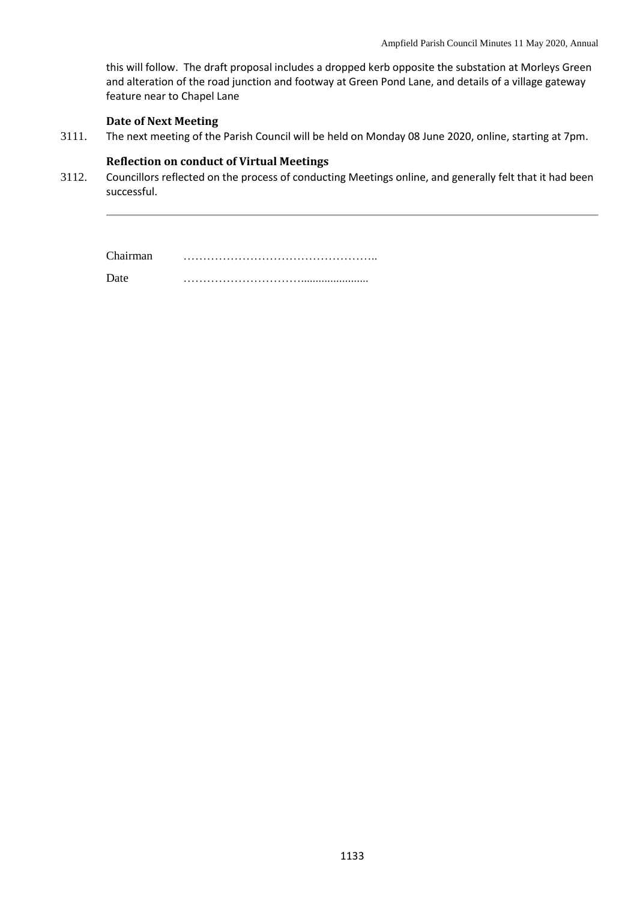this will follow. The draft proposal includes a dropped kerb opposite the substation at Morleys Green and alteration of the road junction and footway at Green Pond Lane, and details of a village gateway feature near to Chapel Lane

### Date of Next Meeting

3111. The next meeting of the Parish Council will be held on Monday 08 June 2020, online, starting at 7pm.

### Reflection on conduct of Virtual Meetings

3112. Councillors reflected on the process of conducting Meetings online, and generally felt that it had been successful.

---

Chairman ……………………………………………..

Date …………………………......................